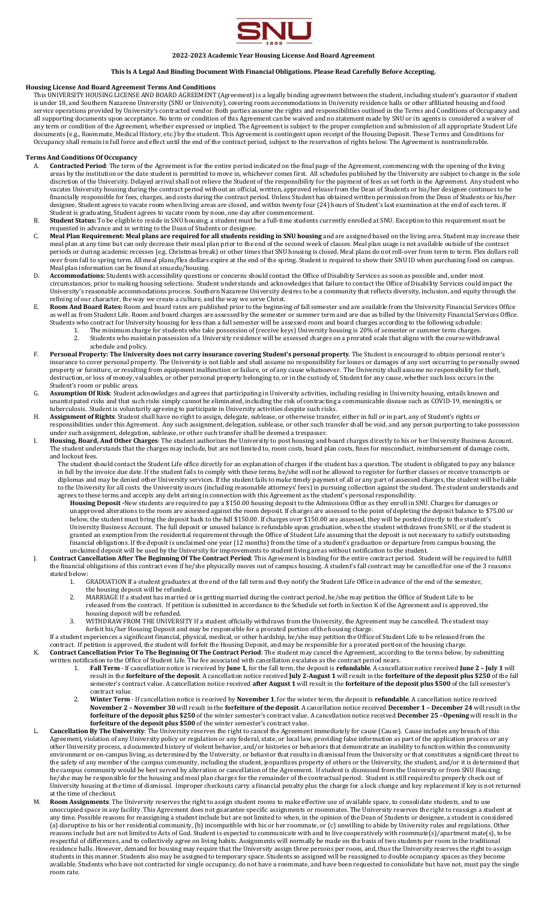# 2022-2023 Academic Year Housing License And Board Agreement

**This Is A Legal And Binding Document With Financial Obligations. Please Read Carefully Before Accepting.**

## Housing License And Board Agreement Terms And Conditions

This UNIVERSITY HOUSING LICENSE AND BOARD AGREEMENT (Agreement) is a legally binding agreement between the student, including student's guarantor if student is under 18, and Southern Nazarene University (SNU or University), covering room accommodations in University residence halls or other affiliated housing and food service operations provided by University's contracted vendor. Both parties assume the rights and responsibilities outlined in the Terms and Conditions of Occupancy and all supporting documents upon acceptance. No term or condition of this Agreement can be waived and no statement made by SNU or its agents is considered a waiver of any term or condition of the Agreement, whether expressed or implied. The Agreement is subject to the proper completion and submission of all appropriate Student Life documents (e.g., Roommate, Medical History, etc.) by the student. This Agreement is contingent upon receipt of the Housing Deposit. These Terms and Conditions for Occupancy shall remain in full force and effect until the end of the contract period, subject to the reservation of rights below. The Agreement is nontransferable.

## Terms And Conditions Of Occupancy

A. **Contracted Period**: The term of the Agreement is for the entire period indicated on the final page of the Agreement, commencing with the opening of the living areas by the institution or the date student is permitted to move in, whichever comes first. All schedules published by the University are subject to change in the sole discretion of the University. Delayed arrival shall not relieve the Student of the responsibility for the payment of fees as set forth in the Agreement. Any student who vacates University housing during the contract period without an official, written, approved release from the Dean of Students or his/her designee continues to be financially responsible for fees, charges, and costs during the contract period. Unless Student has obtained written permission from the Dean of Students or his/her designee, Student agrees to vacate room when living areas are closed, and within twenty four (24) hours of Student's last examination at the end of each term. If Student is graduating, Student agrees to vacate room by noon, one day after commencement.

B. **Student Status:** To be eligible to reside in SNU housing, a student must be a full-time students currently enrolled at SNU. Exception to this requirement must be requested in advance and in writing to the Dean of Students or designee.

C. **Meal Plan Requirement: Meal plans are required for all students residing in SNU housing** and are assigned based on the living area. Student may increase their meal plan at any time but can only decrease their meal plan prior to the end of the second week of classes. Meal plan usage is not available outside of the contract periods or during academic recesses (e.g. Christmas break) or other times that SNU housing is closed. Meal plans do not roll-over from term to term. Flex dollars roll over from fall to spring term. All meal plans/flex dollars expire at the end of the spring. Student is required to show their SNU ID when purchasing food on campus. Meal plan information can be found at snu.edu/housing.

D. **Accommodations:** Students with accessibility questions or concerns should contact the Office of Disability Services as soon as possible and, under most circumstances, prior to making housing selections. Student understands and acknowledges that failure to contact the Office of Disability Services could impact the University's reasonable accommodations process. Southern Nazarene University desires to be a community that reflects diversity, inclusion, and equity through the refining of our character, the way we create a culture, and the way we serve Christ.

E. **Room And Board Rates:** Room and board rates are published prior to the beginning of fall semester and are available from the University Financial Services Office as well as from Student Life. Room and board charges are assessed by the semester or summer term and are due as billed by the University Financial Services Office. Students who contract for University housing for less than a full semester will be assessed room and board charges according to the following schedule:
   1. The minimum charge for students who take possession of (receive keys) University housing is 20% of semester or summer term charges.
   2. Students who maintain possession of a University residence will be assessed charges on a prorated scale that aligns with the course withdrawal schedule and policy.

F. **Personal Property: The University does not carry insurance covering Student's personal property**. The Student is encouraged to obtain personal renter's insurance to cover personal property. The University is not liable and shall assume no responsibility for losses or damages of any sort occurring to personally owned property or furniture, or resulting from equipment malfunction or failure, or of any cause whatsoever. The University shall assume no responsibility for theft, destruction, or loss of money, valuables, or other personal property belonging to, or in the custody of, Student for any cause, whether such loss occurs in the Student's room or public areas.

G. **Assumption Of Risk**: Student acknowledges and agrees that participating in University activities, including residing in University housing, entails known and unanticipated risks and that such risks simply cannot be eliminated, including the risk of contracting a communicable disease such as COVID-19, meningitis, or tuberculosis. Student is voluntarily agreeing to participate in University activities despite such risks.

H. **Assignment of Rights**: Student shall have no right to assign, delegate, sublease, or otherwise transfer, either in full or in part, any of Student's rights or responsibilities under this Agreement. Any such assignment, delegation, sublease, or other such transfer shall be void, and any person purporting to take possession under such assignment, delegation, sublease, or other such transfer shall be deemed a trespasser.

I. **Housing, Board, And Other Charges**: The student authorizes the University to post housing and board charges directly to his or her University Business Account. The student understands that the charges may include, but are not limited to, room costs, board plan costs, fines for misconduct, reimbursement of damage costs, and lockout fees.

   The student should contact the Student Life office directly for an explanation of charges if the student has a question. The student is obligated to pay any balance in full by the invoice due date. If the student fails to comply with these terms, he/she will not be allowed to register for further classes or receive transcripts or diplomas and may be denied other University services. If the student fails to make timely payment of all or any part of assessed charges, the student will be liable to the University for all costs the University incurs (including reasonable attorneys' fees) in pursuing collection against the student. The student understands and agrees to these terms and accepts any debt arising in connection with this Agreement as the student's personal responsibility.

   **Housing Deposit -** New students are required to pay a $150.00 housing deposit to the Admissions Office as they enroll in SNU. Charges for damages or unapproved alterations to the room are assessed against the room deposit. If charges are assessed to the point of depleting the deposit balance to $75.00 or below, the student must bring the deposit back to the full $150.00. If charges over $150.00 are assessed, they will be posted directly to the student's University Business Account. The full deposit or unused balance is refundable upon graduation, when the student withdraws from SNU, or if the student is granted an exemption from the residential requirement through the Office of Student Life assuming that the deposit is not necessary to satisfy outstanding financial obligations. If the deposit is unclaimed one year (12 months) from the time of a student's graduation or departure from campus housing, the unclaimed deposit will be used by the University for improvements to student living areas without notification to the student.

J. **Contract Cancellation After The Beginning Of The Contract Period**: This Agreement is binding for the entire contract period. Student will be required to fulfill the financial obligations of this contract even if he/she physically moves out of campus housing. A student's fall contract may be cancelled for one of the 3 reasons stated below:
   1. GRADUATION If a student graduates at the end of the fall term and they notify the Student Life Office in advance of the end of the semester, the housing deposit will be refunded.
   2. MARRIAGE If a student has married or is getting married during the contract period, he/she may petition the Office of Student Life to be released from the contract. If petition is submitted in accordance to the Schedule set forth in Section K of the Agreement and is approved, the housing deposit will be refunded.
   3. WITHDRAW FROM THE UNIVERSITY If a student officially withdraws from the University, the Agreement may be cancelled. The student may forfeit his/her Housing Deposit and may be responsible for a prorated portion of the housing charge.

   If a student experiences a significant financial, physical, medical, or other hardship, he/she may petition the Office of Student Life to be released from the contract. If petition is approved, the student will forfeit the Housing Deposit, and may be responsible for a prorated portion of the housing charge.

K. **Contract Cancellation Prior To The Beginning Of The Contract Period**: The student may cancel the Agreement, according to the terms below, by submitting written notification to the Office of Student Life. The fee associated with cancellation escalates as the contract period nears.
   1. **Fall Term** - If cancellation notice is received by **June 1**, for the fall term, the deposit is **refundable**. A cancellation notice received **June 2 – July 1** will result in the **forfeiture of the deposit**. A cancellation notice received **July 2-August 1** will result in the **forfeiture of the deposit plus $250** of the fall semester's contract value. A cancellation notice received **after August 1** will result in the **forfeiture of the deposit plus $500** of the fall semester's contract value.
   2. **Winter Term** - If cancellation notice is received by **November 1**, for the winter term, the deposit is **refundable**. A cancellation notice received **November 2 – November 30** will result in the **forfeiture of the deposit**. A cancellation notice received **December 1 – December 24** will result in the **forfeiture of the deposit plus $250** of the winter semester's contract value. A cancellation notice received **December 25 –Opening** will result in the **forfeiture of the deposit plus $500** of the winter semester's contract value.

L. **Cancellation By The University**: The University reserves the right to cancel the Agreement immediately for cause (Cause). Cause includes any breach of this Agreement, violation of any University policy or regulation or any federal, state, or local law, providing false information as part of the application process or any other University process, a documented history of violent behavior, and/or histories or behaviors that demonstrate an inability to function within the community environment or on-campus living, as determined by the University, or behavior that results in dismissal from the University or that constitutes a significant threat to the safety of any member of the campus community, including the student, jeopardizes property of others or the University, the student, and/or it is determined that the campus community would be best served by alteration or cancellation of the Agreement. If student is dismissed from the University or from SNU Housing; he/she may be responsible for the housing and meal plan charges for the remainder of the contractual period. Student is still required to properly check out of University housing at the time of dismissal. Improper checkouts carry a financial penalty plus the charge for a lock change and key replacement if key is not returned at the time of checkout.

M. **Room Assignments**: The University reserves the right to assign student rooms to make effective use of available space, to consolidate students, and to use unoccupied space in any facility. This Agreement does not guarantee specific assignments or roommates. The University reserves the right to reassign a student at any time. Possible reasons for reassigning a student include but are not limited to when, in the opinion of the Dean of Students or designee, a student is considered (a) disruptive to his or her residential community, (b) incompatible with his or her roommate, or (c) unwilling to abide by University rules and regulations. Other reasons include but are not limited to Acts of God. Student is expected to communicate with and to live cooperatively with roommate(s)/apartment mate(s), to be respectful of differences, and to collectively agree on living habits. Assignments will normally be made on the basis of two students per room in the traditional residence halls. However, demand for housing may require that the University assign three persons per room, and, thus the University reserves the right to assign students in this manner. Students also may be assigned to temporary space. Students so assigned will be reassigned to double occupancy spaces as they become available. Students who have not contracted for single occupancy, do not have a roommate, and have been requested to consolidate but have not, must pay the single room rate.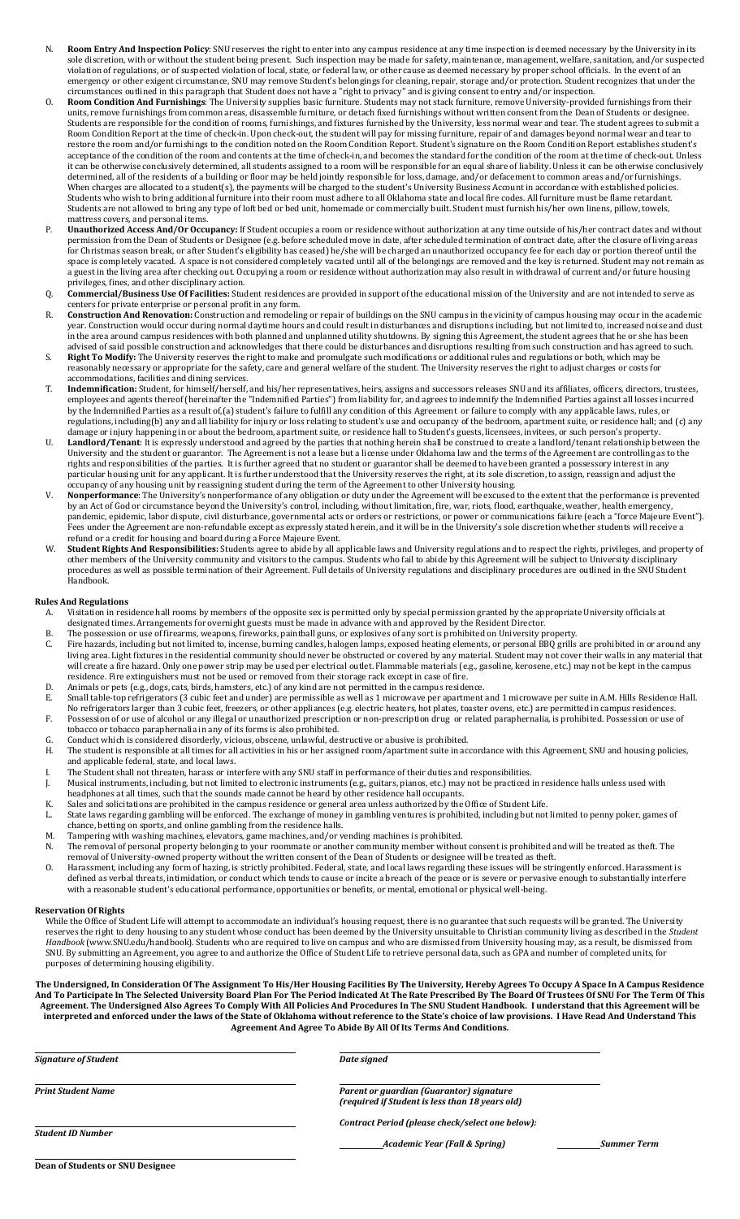N. **Room Entry And Inspection Policy**: SNU reserves the right to enter into any campus residence at any time inspection is deemed necessary by the University in its sole discretion, with or without the student being present. Such inspection may be made for safety, maintenance, management, welfare, sanitation, and/or suspected violation of regulations, or of suspected violation of local, state, or federal law, or other cause as deemed necessary by proper school officials. In the event of an emergency or other exigent circumstance, SNU may remove Student's belongings for cleaning, repair, storage and/or protection. Student recognizes that under the circumstances outlined in this paragraph that Student does not have a "right to privacy" and is giving consent to entry and/or inspection.

O. **Room Condition And Furnishings**: The University supplies basic furniture. Students may not stack furniture, remove University-provided furnishings from their units, remove furnishings from common areas, disassemble furniture, or detach fixed furnishings without written consent from the Dean of Students or designee. Students are responsible for the condition of rooms, furnishings, and fixtures furnished by the University, less normal wear and tear. The student agrees to submit a Room Condition Report at the time of check-in. Upon check-out, the student will pay for missing furniture, repair of and damages beyond normal wear and tear to restore the room and/or furnishings to the condition noted on the Room Condition Report. Student's signature on the Room Condition Report establishes student's acceptance of the condition of the room and contents at the time of check-in, and becomes the standard for the condition of the room at the time of check-out. Unless it can be otherwise conclusively determined, all students assigned to a room will be responsible for an equal share of liability. Unless it can be otherwise conclusively determined, all of the residents of a building or floor may be held jointly responsible for loss, damage, and/or defacement to common areas and/or furnishings. When charges are allocated to a student(s), the payments will be charged to the student's University Business Account in accordance with established policies. Students who wish to bring additional furniture into their room must adhere to all Oklahoma state and local fire codes. All furniture must be flame retardant. Students are not allowed to bring any type of loft bed or bed unit, homemade or commercially built. Student must furnish his/her own linens, pillow, towels, mattress covers, and personal items.

P. **Unauthorized Access And/Or Occupancy:** If Student occupies a room or residence without authorization at any time outside of his/her contract dates and without permission from the Dean of Students or Designee (e.g. before scheduled move in date, after scheduled termination of contract date, after the closure of living areas for Christmas season break, or after Student's eligibility has ceased) he/she will be charged an unauthorized occupancy fee for each day or portion thereof until the space is completely vacated. A space is not considered completely vacated until all of the belongings are removed and the key is returned. Student may not remain as a guest in the living area after checking out. Occupying a room or residence without authorization may also result in withdrawal of current and/or future housing privileges, fines, and other disciplinary action.

Q. **Commercial/Business Use Of Facilities:** Student residences are provided in support of the educational mission of the University and are not intended to serve as centers for private enterprise or personal profit in any form.

R. **Construction And Renovation:** Construction and remodeling or repair of buildings on the SNU campus in the vicinity of campus housing may occur in the academic year. Construction would occur during normal daytime hours and could result in disturbances and disruptions including, but not limited to, increased noise and dust in the area around campus residences with both planned and unplanned utility shutdowns. By signing this Agreement, the student agrees that he or she has been advised of said possible construction and acknowledges that there could be disturbances and disruptions resulting from such construction and has agreed to such.

S. **Right To Modify:** The University reserves the right to make and promulgate such modifications or additional rules and regulations or both, which may be reasonably necessary or appropriate for the safety, care and general welfare of the student. The University reserves the right to adjust charges or costs for accommodations, facilities and dining services.

T. **Indemnification:** Student, for himself/herself, and his/her representatives, heirs, assigns and successors releases SNU and its affiliates, officers, directors, trustees, employees and agents thereof (hereinafter the "Indemnified Parties") from liability for, and agrees to indemnify the Indemnified Parties against all losses incurred by the Indemnified Parties as a result of,(a) student's failure to fulfill any condition of this Agreement or failure to comply with any applicable laws, rules, or regulations, including(b) any and all liability for injury or loss relating to student's use and occupancy of the bedroom, apartment suite, or residence hall; and (c) any damage or injury happening in or about the bedroom, apartment suite, or residence hall to Student's guests, licensees, invitees, or such person's property.

U. **Landlord/Tenant**: It is expressly understood and agreed by the parties that nothing herein shall be construed to create a landlord/tenant relationship between the University and the student or guarantor. The Agreement is not a lease but a license under Oklahoma law and the terms of the Agreement are controlling as to the rights and responsibilities of the parties. It is further agreed that no student or guarantor shall be deemed to have been granted a possessory interest in any particular housing unit for any applicant. It is further understood that the University reserves the right, at its sole discretion, to assign, reassign and adjust the occupancy of any housing unit by reassigning student during the term of the Agreement to other University housing.

V. **Nonperformance**: The University's nonperformance of any obligation or duty under the Agreement will be excused to the extent that the performance is prevented by an Act of God or circumstance beyond the University's control, including, without limitation, fire, war, riots, flood, earthquake, weather, health emergency, pandemic, epidemic, labor dispute, civil disturbance, governmental acts or orders or restrictions, or power or communications failure (each a "force Majeure Event"). Fees under the Agreement are non-refundable except as expressly stated herein, and it will be in the University's sole discretion whether students will receive a refund or a credit for housing and board during a Force Majeure Event.

W. **Student Rights And Responsibilities:** Students agree to abide by all applicable laws and University regulations and to respect the rights, privileges, and property of other members of the University community and visitors to the campus. Students who fail to abide by this Agreement will be subject to University disciplinary procedures as well as possible termination of their Agreement. Full details of University regulations and disciplinary procedures are outlined in the SNU Student Handbook.

## Rules And Regulations

A. Visitation in residence hall rooms by members of the opposite sex is permitted only by special permission granted by the appropriate University officials at designated times. Arrangements for overnight guests must be made in advance with and approved by the Resident Director.

B. The possession or use of firearms, weapons, fireworks, paintball guns, or explosives of any sort is prohibited on University property.

C. Fire hazards, including but not limited to, incense, burning candles, halogen lamps, exposed heating elements, or personal BBQ grills are prohibited in or around any living area. Light fixtures in the residential community should never be obstructed or covered by any material. Student may not cover their walls in any material that will create a fire hazard. Only one power strip may be used per electrical outlet. Flammable materials (e.g., gasoline, kerosene, etc.) may not be kept in the campus residence. Fire extinguishers must not be used or removed from their storage rack except in case of fire.

D. Animals or pets (e.g., dogs, cats, birds, hamsters, etc.) of any kind are not permitted in the campus residence.

E. Small table-top refrigerators (3 cubic feet and under) are permissible as well as 1 microwave per apartment and 1 microwave per suite in A.M. Hills Residence Hall. No refrigerators larger than 3 cubic feet, freezers, or other appliances (e.g. electric heaters, hot plates, toaster ovens, etc.) are permitted in campus residences.

F. Possession of or use of alcohol or any illegal or unauthorized prescription or non-prescription drug or related paraphernalia, is prohibited. Possession or use of tobacco or tobacco paraphernalia in any of its forms is also prohibited.

G. Conduct which is considered disorderly, vicious, obscene, unlawful, destructive or abusive is prohibited.

H. The student is responsible at all times for all activities in his or her assigned room/apartment suite in accordance with this Agreement, SNU and housing policies, and applicable federal, state, and local laws.

I. The Student shall not threaten, harass or interfere with any SNU staff in performance of their duties and responsibilities.

J. Musical instruments, including, but not limited to electronic instruments (e.g., guitars, pianos, etc.) may not be practiced in residence halls unless used with headphones at all times, such that the sounds made cannot be heard by other residence hall occupants.

K. Sales and solicitations are prohibited in the campus residence or general area unless authorized by the Office of Student Life.

L. State laws regarding gambling will be enforced. The exchange of money in gambling ventures is prohibited, including but not limited to penny poker, games of chance, betting on sports, and online gambling from the residence halls.

M. Tampering with washing machines, elevators, game machines, and/or vending machines is prohibited.

N. The removal of personal property belonging to your roommate or another community member without consent is prohibited and will be treated as theft. The removal of University-owned property without the written consent of the Dean of Students or designee will be treated as theft.

O. Harassment, including any form of hazing, is strictly prohibited. Federal, state, and local laws regarding these issues will be stringently enforced. Harassment is defined as verbal threats, intimidation, or conduct which tends to cause or incite a breach of the peace or is severe or pervasive enough to substantially interfere with a reasonable student's educational performance, opportunities or benefits, or mental, emotional or physical well-being.

## Reservation Of Rights

While the Office of Student Life will attempt to accommodate an individual's housing request, there is no guarantee that such requests will be granted. The University reserves the right to deny housing to any student whose conduct has been deemed by the University unsuitable to Christian community living as described in the *Student Handbook* (www.SNU.edu/handbook). Students who are required to live on campus and who are dismissed from University housing may, as a result, be dismissed from SNU. By submitting an Agreement, you agree to and authorize the Office of Student Life to retrieve personal data, such as GPA and number of completed units, for purposes of determining housing eligibility.

**The Undersigned, In Consideration Of The Assignment To His/Her Housing Facilities By The University, Hereby Agrees To Occupy A Space In A Campus Residence And To Participate In The Selected University Board Plan For The Period Indicated At The Rate Prescribed By The Board Of Trustees Of SNU For The Term Of This Agreement. The Undersigned Also Agrees To Comply With All Policies And Procedures In The SNU Student Handbook. I understand that this Agreement will be interpreted and enforced under the laws of the State of Oklahoma without reference to the State's choice of law provisions. I Have Read And Understand This Agreement And Agree To Abide By All Of Its Terms And Conditions.**

___________________________________
***Signature of Student***

___________________________________
***Date signed***

___________________________________
***Print Student Name***

___________________________________
***Parent or guardian (Guarantor) signature***
***(required if Student is less than 18 years old)***

___________________________________
***Student ID Number***

***Contract Period (please check/select one below):***

__________ ***Academic Year (Fall & Spring)*** __________ ***Summer Term***

___________________________________
**Dean of Students or SNU Designee**